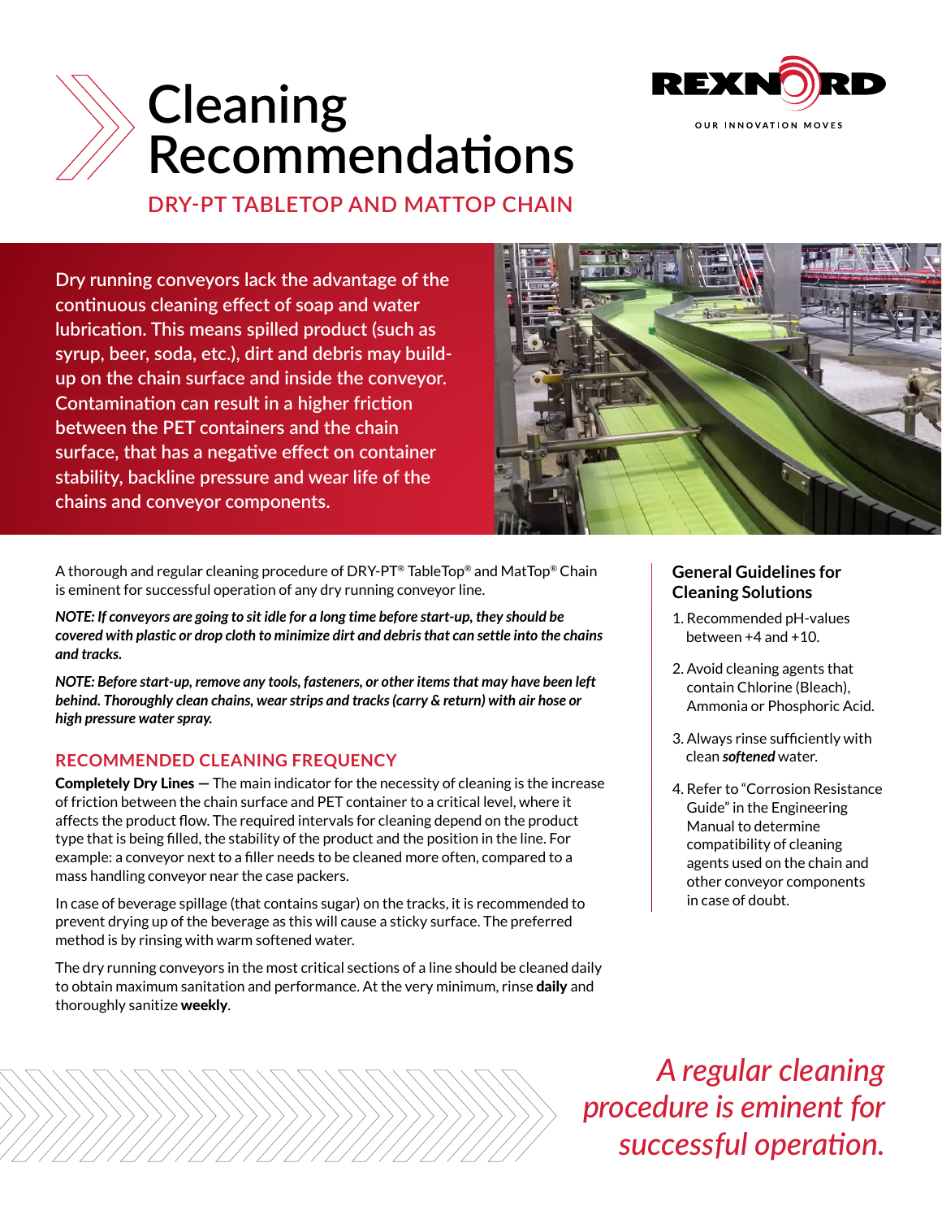# Cleaning Recommendations

REXNORD
OUR INNOVATION MOVES

## DRY-PT TABLETOP AND MATTOP CHAIN

Dry running conveyors lack the advantage of the continuous cleaning effect of soap and water lubrication. This means spilled product (such as syrup, beer, soda, etc.), dirt and debris may build-up on the chain surface and inside the conveyor. Contamination can result in a higher friction between the PET containers and the chain surface, that has a negative effect on container stability, backline pressure and wear life of the chains and conveyor components.

A thorough and regular cleaning procedure of DRY-PT® TableTop® and MatTop® Chain is eminent for successful operation of any dry running conveyor line.

***NOTE: If conveyors are going to sit idle for a long time before start-up, they should be covered with plastic or drop cloth to minimize dirt and debris that can settle into the chains and tracks.***

***NOTE: Before start-up, remove any tools, fasteners, or other items that may have been left behind. Thoroughly clean chains, wear strips and tracks (carry & return) with air hose or high pressure water spray.***

### RECOMMENDED CLEANING FREQUENCY

**Completely Dry Lines —** The main indicator for the necessity of cleaning is the increase of friction between the chain surface and PET container to a critical level, where it affects the product flow. The required intervals for cleaning depend on the product type that is being filled, the stability of the product and the position in the line. For example: a conveyor next to a filler needs to be cleaned more often, compared to a mass handling conveyor near the case packers.

In case of beverage spillage (that contains sugar) on the tracks, it is recommended to prevent drying up of the beverage as this will cause a sticky surface. The preferred method is by rinsing with warm softened water.

The dry running conveyors in the most critical sections of a line should be cleaned daily to obtain maximum sanitation and performance. At the very minimum, rinse **daily** and thoroughly sanitize **weekly**.

### General Guidelines for Cleaning Solutions

1. Recommended pH-values between +4 and +10.
2. Avoid cleaning agents that contain Chlorine (Bleach), Ammonia or Phosphoric Acid.
3. Always rinse sufficiently with clean ***softened*** water.
4. Refer to "Corrosion Resistance Guide" in the Engineering Manual to determine compatibility of cleaning agents used on the chain and other conveyor components in case of doubt.

*A regular cleaning procedure is eminent for successful operation.*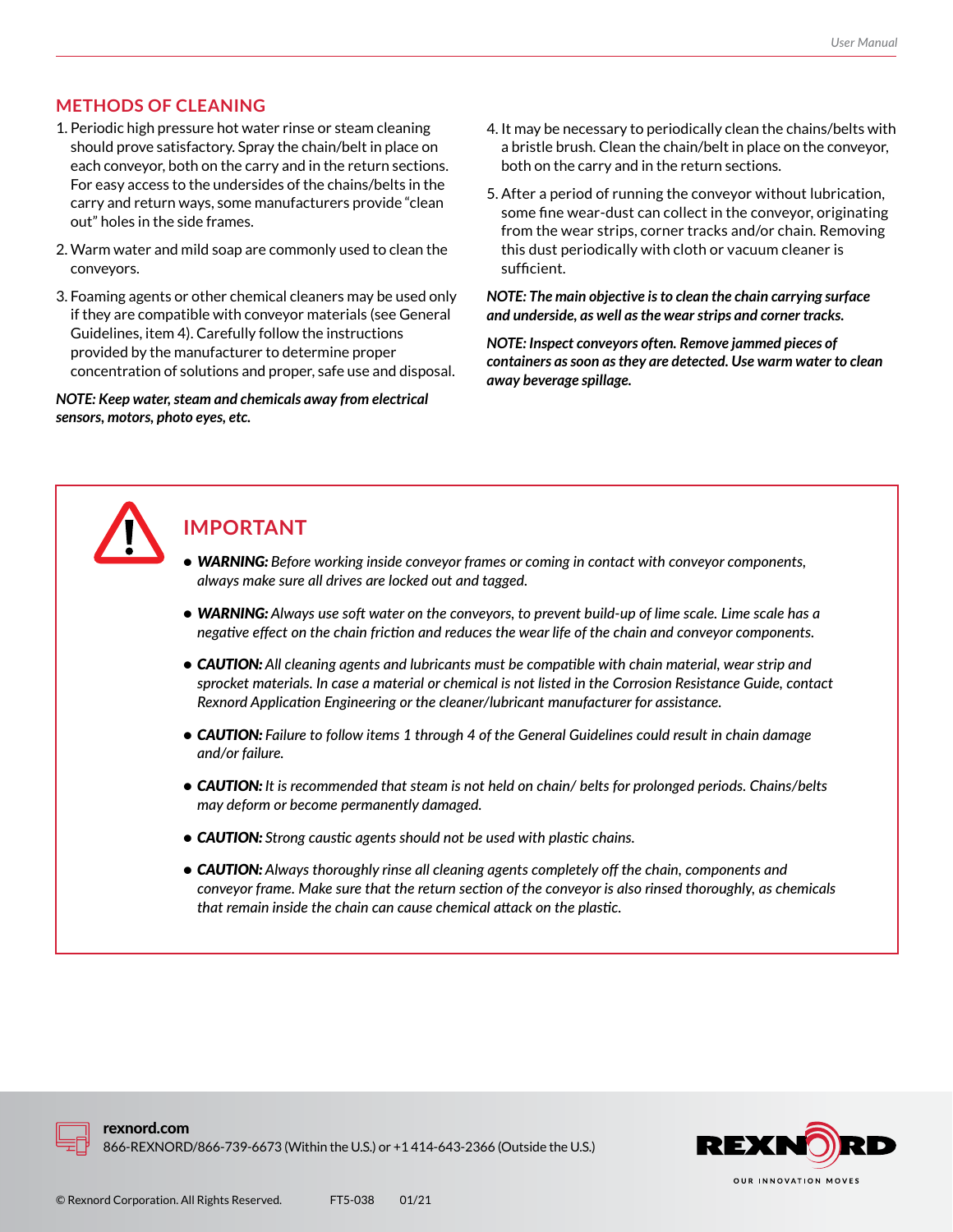## METHODS OF CLEANING

1. Periodic high pressure hot water rinse or steam cleaning should prove satisfactory. Spray the chain/belt in place on each conveyor, both on the carry and in the return sections. For easy access to the undersides of the chains/belts in the carry and return ways, some manufacturers provide "clean out" holes in the side frames.
2. Warm water and mild soap are commonly used to clean the conveyors.
3. Foaming agents or other chemical cleaners may be used only if they are compatible with conveyor materials (see General Guidelines, item 4). Carefully follow the instructions provided by the manufacturer to determine proper concentration of solutions and proper, safe use and disposal.

***NOTE: Keep water, steam and chemicals away from electrical sensors, motors, photo eyes, etc.***

4. It may be necessary to periodically clean the chains/belts with a bristle brush. Clean the chain/belt in place on the conveyor, both on the carry and in the return sections.
5. After a period of running the conveyor without lubrication, some fine wear-dust can collect in the conveyor, originating from the wear strips, corner tracks and/or chain. Removing this dust periodically with cloth or vacuum cleaner is sufficient.

***NOTE: The main objective is to clean the chain carrying surface and underside, as well as the wear strips and corner tracks.***

***NOTE: Inspect conveyors often. Remove jammed pieces of containers as soon as they are detected. Use warm water to clean away beverage spillage.***

## IMPORTANT

- ***WARNING:*** *Before working inside conveyor frames or coming in contact with conveyor components, always make sure all drives are locked out and tagged.*
- ***WARNING:*** *Always use soft water on the conveyors, to prevent build-up of lime scale. Lime scale has a negative effect on the chain friction and reduces the wear life of the chain and conveyor components.*
- ***CAUTION:*** *All cleaning agents and lubricants must be compatible with chain material, wear strip and sprocket materials. In case a material or chemical is not listed in the Corrosion Resistance Guide, contact Rexnord Application Engineering or the cleaner/lubricant manufacturer for assistance.*
- ***CAUTION:*** *Failure to follow items 1 through 4 of the General Guidelines could result in chain damage and/or failure.*
- ***CAUTION:*** *It is recommended that steam is not held on chain/ belts for prolonged periods. Chains/belts may deform or become permanently damaged.*
- ***CAUTION:*** *Strong caustic agents should not be used with plastic chains.*
- ***CAUTION:*** *Always thoroughly rinse all cleaning agents completely off the chain, components and conveyor frame. Make sure that the return section of the conveyor is also rinsed thoroughly, as chemicals that remain inside the chain can cause chemical attack on the plastic.*

**rexnord.com**
866-REXNORD/866-739-6673 (Within the U.S.) or +1 414-643-2366 (Outside the U.S.)

REXNORD
OUR INNOVATION MOVES

© Rexnord Corporation. All Rights Reserved. FT5-038 01/21